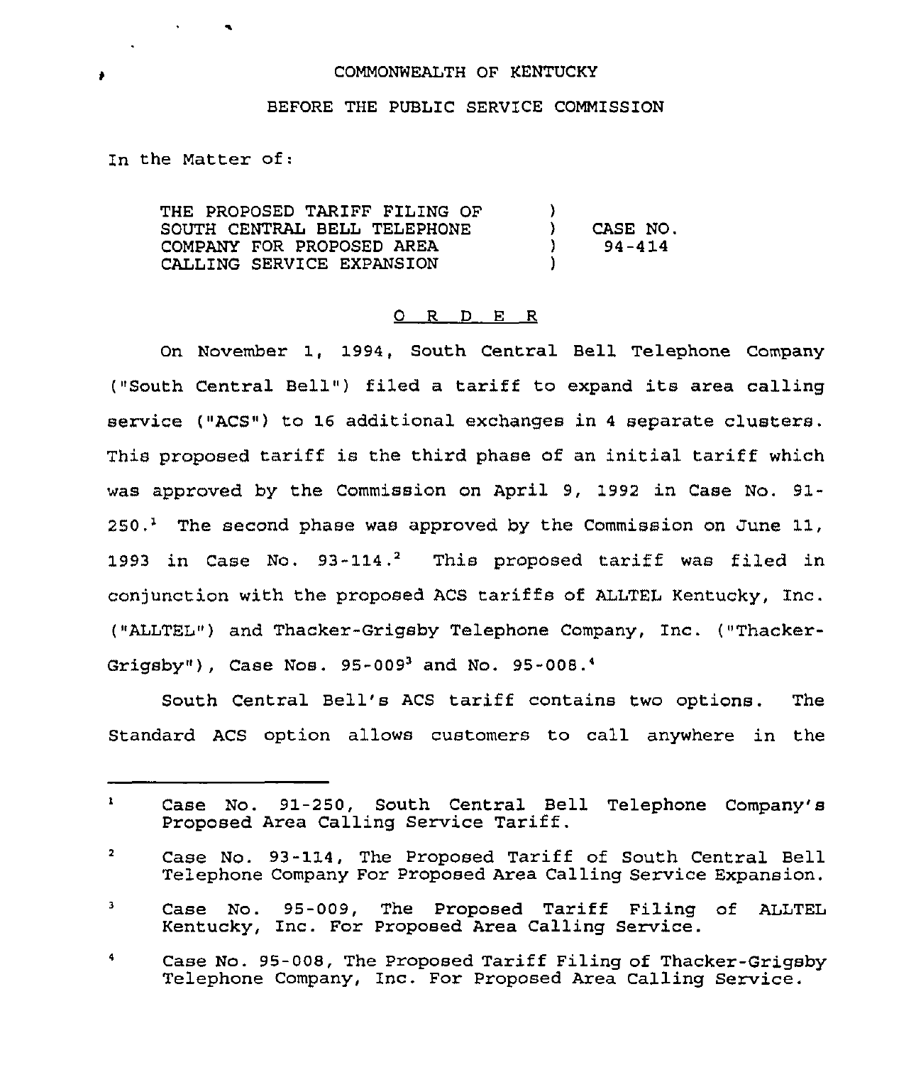COMMONWEALTH OF KENTUCKY

BEFORE THE PUBLIC SERVICE COMMISSION

In the Matter of:

| | | |
|---|---|---|
| THE PROPOSED TARIFF FILING OF SOUTH CENTRAL BELL TELEPHONE COMPANY FOR PROPOSED AREA CALLING SERVICE EXPANSION | ) ) ) ) | CASE NO. 94-414 |

## O R D E R

On November 1, 1994, South Central Bell Telephone Company ("South Central Bell") filed a tariff to expand its area calling service ("ACS") to 16 additional exchanges in 4 separate clusters. This proposed tariff is the third phase of an initial tariff which was approved by the Commission on April 9, 1992 in Case No. 91-250.[1] The second phase was approved by the Commission on June 11, 1993 in Case No. 93-114.[2] This proposed tariff was filed in conjunction with the proposed ACS tariffs of ALLTEL Kentucky, Inc. ("ALLTEL") and Thacker-Grigsby Telephone Company, Inc. ("Thacker-Grigsby"), Case Nos. 95-009[3] and No. 95-008.[4]

South Central Bell's ACS tariff contains two options. The Standard ACS option allows customers to call anywhere in the

---

[1] Case No. 91-250, South Central Bell Telephone Company's Proposed Area Calling Service Tariff.

[2] Case No. 93-114, The Proposed Tariff of South Central Bell Telephone Company For Proposed Area Calling Service Expansion.

[3] Case No. 95-009, The Proposed Tariff Filing of ALLTEL Kentucky, Inc. For Proposed Area Calling Service.

[4] Case No. 95-008, The Proposed Tariff Filing of Thacker-Grigsby Telephone Company, Inc. For Proposed Area Calling Service.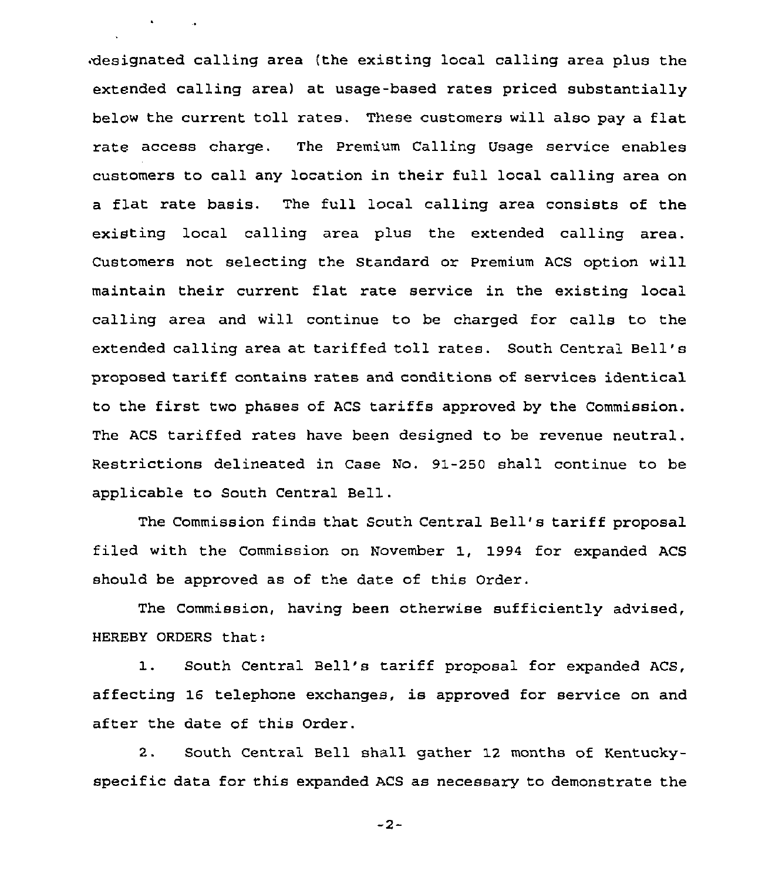designated calling area (the existing local calling area plus the extended calling area) at usage-based rates priced substantially below the current toll rates. These customers will also pay a flat rate access charge. The Premium Calling Usage service enables customers to call any location in their full local calling area on a flat rate basis. The full local calling area consists of the existing local calling area plus the extended calling area. Customers not selecting the Standard or Premium ACS option will maintain their current flat rate service in the existing local calling area and will continue to be charged for calls to the extended calling area at tariffed toll rates. South Central Bell's proposed tariff contains rates and conditions of services identical to the first two phases of ACS tariffs approved by the Commission. The ACS tariffed rates have been designed to be revenue neutral. Restrictions delineated in Case No. 91-250 shall continue to be applicable to South Central Bell.

The Commission finds that South Central Bell's tariff proposal filed with the Commission on November 1, 1994 for expanded ACS should be approved as of the date of this Order.

The Commission, having been otherwise sufficiently advised, HEREBY ORDERS that:

1. South Central Bell's tariff proposal for expanded ACS, affecting 16 telephone exchanges, is approved for service on and after the date of this Order.

2. South Central Bell shall gather 12 months of Kentucky-specific data for this expanded ACS as necessary to demonstrate the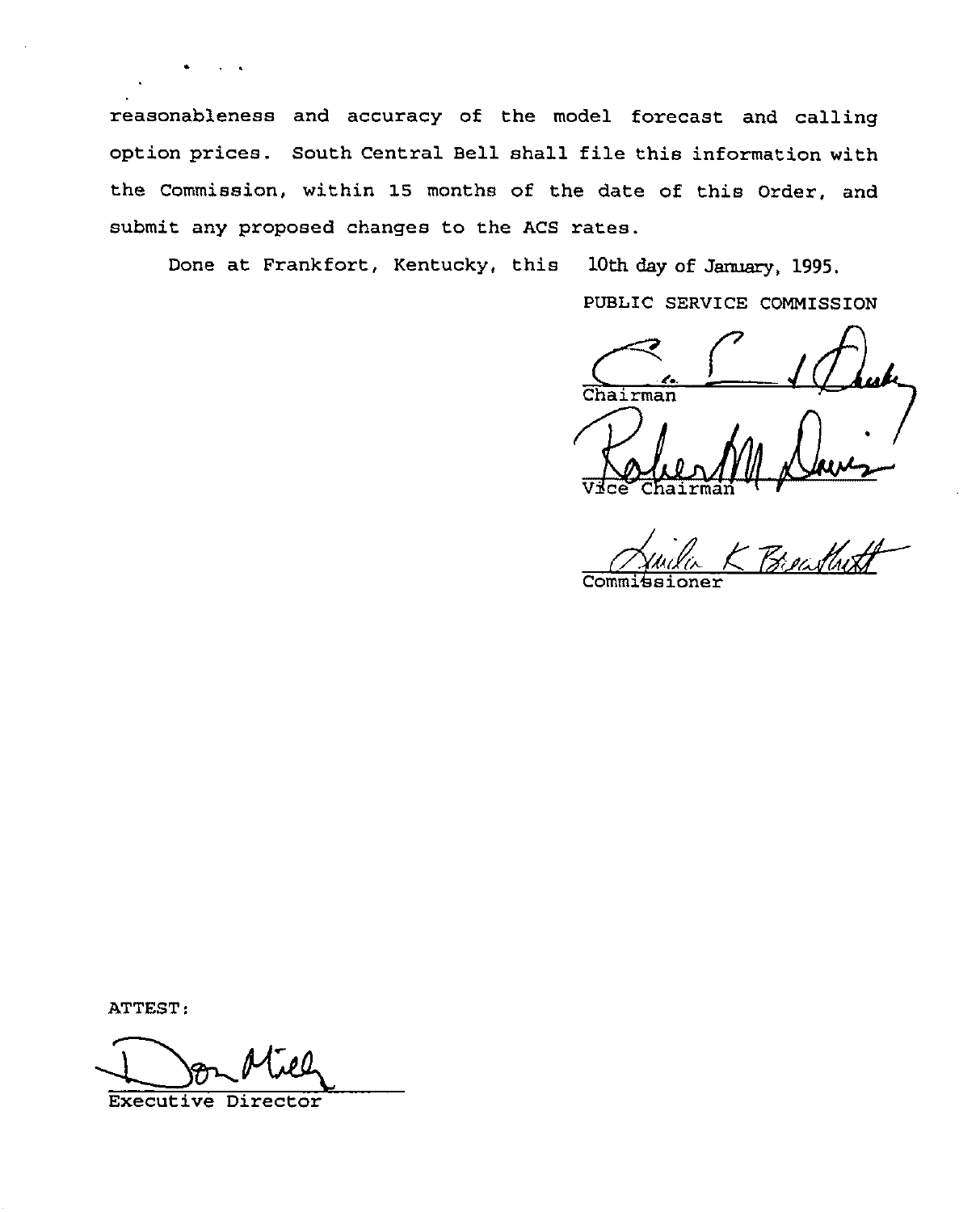reasonableness and accuracy of the model forecast and calling option prices. South Central Bell shall file this information with the Commission, within 15 months of the date of this Order, and submit any proposed changes to the ACS rates.

Done at Frankfort, Kentucky, this 10th day of January, 1995.

PUBLIC SERVICE COMMISSION

Chairman

Vice Chairman

Commissioner

ATTEST:

Executive Director